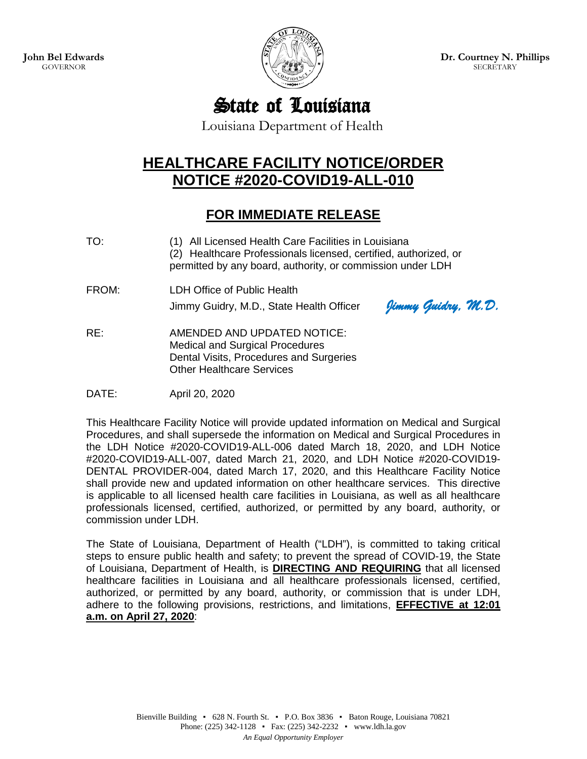**John Bel Edwards**
GOVERNOR

**Dr. Courtney N. Phillips**
SECRETARY

# State of Louisiana

Louisiana Department of Health

## HEALTHCARE FACILITY NOTICE/ORDER
## NOTICE #2020-COVID19-ALL-010

## FOR IMMEDIATE RELEASE

TO: (1) All Licensed Health Care Facilities in Louisiana
(2) Healthcare Professionals licensed, certified, authorized, or permitted by any board, authority, or commission under LDH

FROM: LDH Office of Public Health
Jimmy Guidry, M.D., State Health Officer *Jimmy Guidry, M.D.*

RE: AMENDED AND UPDATED NOTICE:
Medical and Surgical Procedures
Dental Visits, Procedures and Surgeries
Other Healthcare Services

DATE: April 20, 2020

This Healthcare Facility Notice will provide updated information on Medical and Surgical Procedures, and shall supersede the information on Medical and Surgical Procedures in the LDH Notice #2020-COVID19-ALL-006 dated March 18, 2020, and LDH Notice #2020-COVID19-ALL-007, dated March 21, 2020, and LDH Notice #2020-COVID19-DENTAL PROVIDER-004, dated March 17, 2020, and this Healthcare Facility Notice shall provide new and updated information on other healthcare services. This directive is applicable to all licensed health care facilities in Louisiana, as well as all healthcare professionals licensed, certified, authorized, or permitted by any board, authority, or commission under LDH.

The State of Louisiana, Department of Health ("LDH"), is committed to taking critical steps to ensure public health and safety; to prevent the spread of COVID-19, the State of Louisiana, Department of Health, is **DIRECTING AND REQUIRING** that all licensed healthcare facilities in Louisiana and all healthcare professionals licensed, certified, authorized, or permitted by any board, authority, or commission that is under LDH, adhere to the following provisions, restrictions, and limitations, **EFFECTIVE at 12:01 a.m. on April 27, 2020**: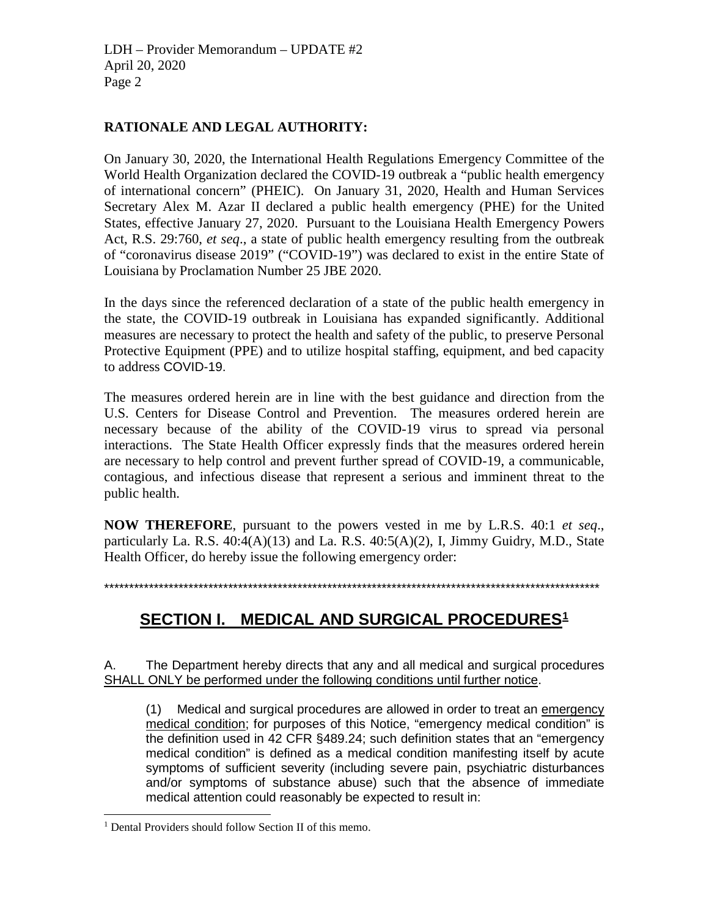**RATIONALE AND LEGAL AUTHORITY:**

On January 30, 2020, the International Health Regulations Emergency Committee of the World Health Organization declared the COVID-19 outbreak a "public health emergency of international concern" (PHEIC). On January 31, 2020, Health and Human Services Secretary Alex M. Azar II declared a public health emergency (PHE) for the United States, effective January 27, 2020. Pursuant to the Louisiana Health Emergency Powers Act, R.S. 29:760, *et seq*., a state of public health emergency resulting from the outbreak of "coronavirus disease 2019" ("COVID-19") was declared to exist in the entire State of Louisiana by Proclamation Number 25 JBE 2020.

In the days since the referenced declaration of a state of the public health emergency in the state, the COVID-19 outbreak in Louisiana has expanded significantly. Additional measures are necessary to protect the health and safety of the public, to preserve Personal Protective Equipment (PPE) and to utilize hospital staffing, equipment, and bed capacity to address COVID-19.

The measures ordered herein are in line with the best guidance and direction from the U.S. Centers for Disease Control and Prevention. The measures ordered herein are necessary because of the ability of the COVID-19 virus to spread via personal interactions. The State Health Officer expressly finds that the measures ordered herein are necessary to help control and prevent further spread of COVID-19, a communicable, contagious, and infectious disease that represent a serious and imminent threat to the public health.

**NOW THEREFORE**, pursuant to the powers vested in me by L.R.S. 40:1 *et seq*., particularly La. R.S. 40:4(A)(13) and La. R.S. 40:5(A)(2), I, Jimmy Guidry, M.D., State Health Officer, do hereby issue the following emergency order:

****************************************************************************************************

## SECTION I. MEDICAL AND SURGICAL PROCEDURES[1]

A. The Department hereby directs that any and all medical and surgical procedures SHALL ONLY be performed under the following conditions until further notice.

(1) Medical and surgical procedures are allowed in order to treat an emergency medical condition; for purposes of this Notice, "emergency medical condition" is the definition used in 42 CFR §489.24; such definition states that an "emergency medical condition" is defined as a medical condition manifesting itself by acute symptoms of sufficient severity (including severe pain, psychiatric disturbances and/or symptoms of substance abuse) such that the absence of immediate medical attention could reasonably be expected to result in:

[1] Dental Providers should follow Section II of this memo.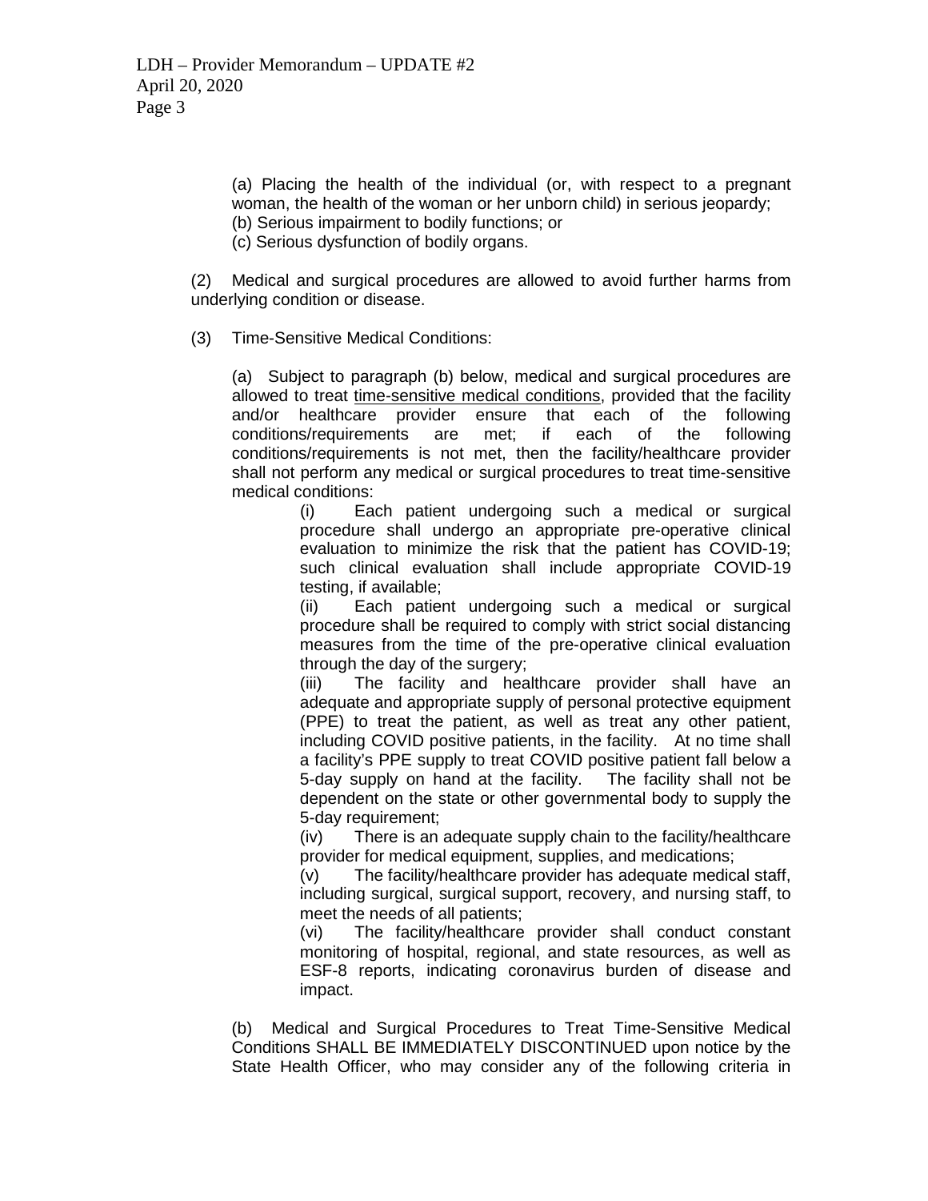(a) Placing the health of the individual (or, with respect to a pregnant woman, the health of the woman or her unborn child) in serious jeopardy;
(b) Serious impairment to bodily functions; or
(c) Serious dysfunction of bodily organs.

(2) Medical and surgical procedures are allowed to avoid further harms from underlying condition or disease.

(3) Time-Sensitive Medical Conditions:

(a) Subject to paragraph (b) below, medical and surgical procedures are allowed to treat time-sensitive medical conditions, provided that the facility and/or healthcare provider ensure that each of the following conditions/requirements are met; if each of the following conditions/requirements is not met, then the facility/healthcare provider shall not perform any medical or surgical procedures to treat time-sensitive medical conditions:

(i) Each patient undergoing such a medical or surgical procedure shall undergo an appropriate pre-operative clinical evaluation to minimize the risk that the patient has COVID-19; such clinical evaluation shall include appropriate COVID-19 testing, if available;
(ii) Each patient undergoing such a medical or surgical procedure shall be required to comply with strict social distancing measures from the time of the pre-operative clinical evaluation through the day of the surgery;
(iii) The facility and healthcare provider shall have an adequate and appropriate supply of personal protective equipment (PPE) to treat the patient, as well as treat any other patient, including COVID positive patients, in the facility. At no time shall a facility's PPE supply to treat COVID positive patient fall below a 5-day supply on hand at the facility. The facility shall not be dependent on the state or other governmental body to supply the 5-day requirement;
(iv) There is an adequate supply chain to the facility/healthcare provider for medical equipment, supplies, and medications;
(v) The facility/healthcare provider has adequate medical staff, including surgical, surgical support, recovery, and nursing staff, to meet the needs of all patients;
(vi) The facility/healthcare provider shall conduct constant monitoring of hospital, regional, and state resources, as well as ESF-8 reports, indicating coronavirus burden of disease and impact.

(b) Medical and Surgical Procedures to Treat Time-Sensitive Medical Conditions SHALL BE IMMEDIATELY DISCONTINUED upon notice by the State Health Officer, who may consider any of the following criteria in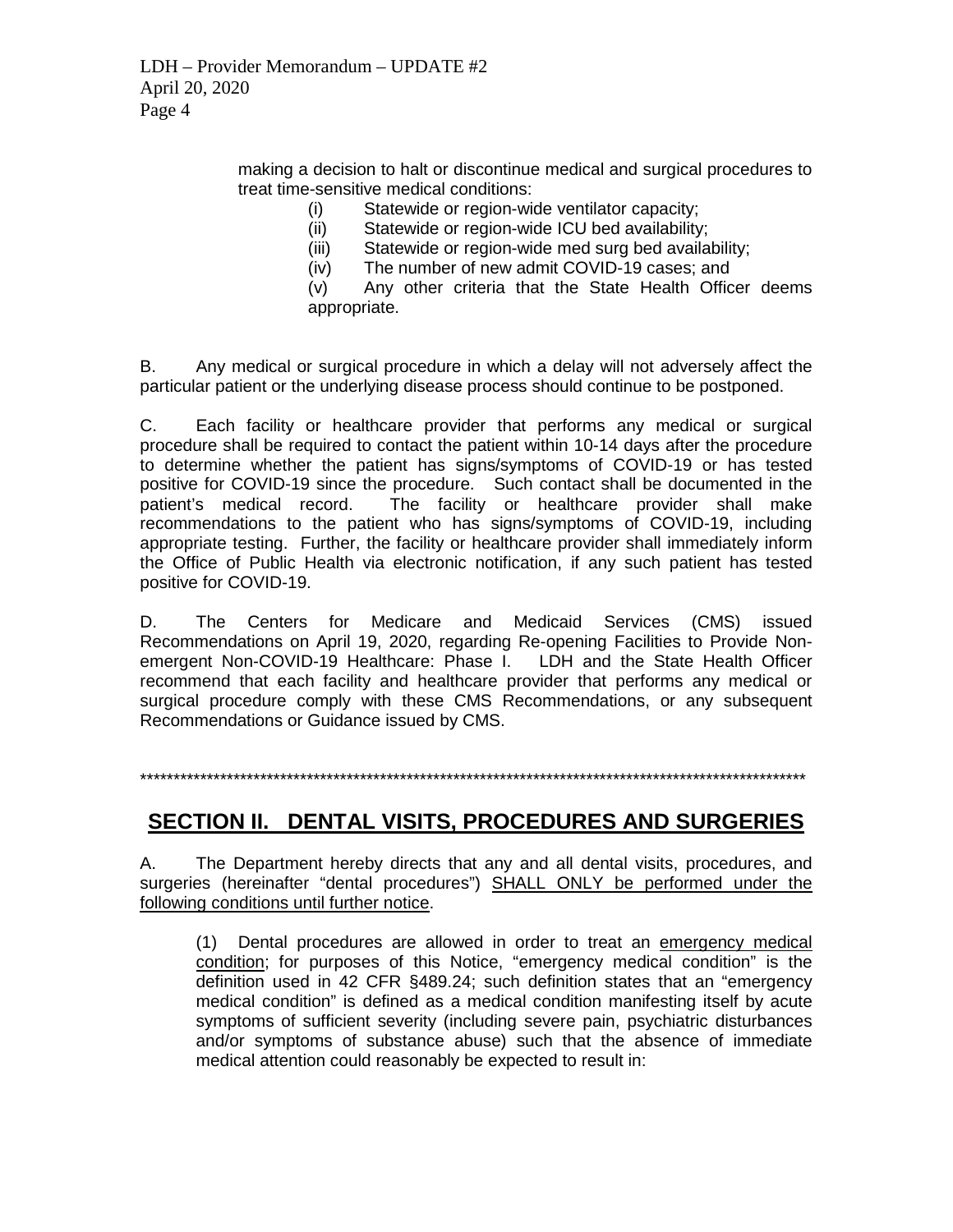making a decision to halt or discontinue medical and surgical procedures to treat time-sensitive medical conditions:

(i) Statewide or region-wide ventilator capacity;
(ii) Statewide or region-wide ICU bed availability;
(iii) Statewide or region-wide med surg bed availability;
(iv) The number of new admit COVID-19 cases; and
(v) Any other criteria that the State Health Officer deems appropriate.

B. Any medical or surgical procedure in which a delay will not adversely affect the particular patient or the underlying disease process should continue to be postponed.

C. Each facility or healthcare provider that performs any medical or surgical procedure shall be required to contact the patient within 10-14 days after the procedure to determine whether the patient has signs/symptoms of COVID-19 or has tested positive for COVID-19 since the procedure. Such contact shall be documented in the patient's medical record. The facility or healthcare provider shall make recommendations to the patient who has signs/symptoms of COVID-19, including appropriate testing. Further, the facility or healthcare provider shall immediately inform the Office of Public Health via electronic notification, if any such patient has tested positive for COVID-19.

D. The Centers for Medicare and Medicaid Services (CMS) issued Recommendations on April 19, 2020, regarding Re-opening Facilities to Provide Non-emergent Non-COVID-19 Healthcare: Phase I. LDH and the State Health Officer recommend that each facility and healthcare provider that performs any medical or surgical procedure comply with these CMS Recommendations, or any subsequent Recommendations or Guidance issued by CMS.

**********************************************************************************************************

## SECTION II. DENTAL VISITS, PROCEDURES AND SURGERIES

A. The Department hereby directs that any and all dental visits, procedures, and surgeries (hereinafter "dental procedures") SHALL ONLY be performed under the following conditions until further notice.

(1) Dental procedures are allowed in order to treat an emergency medical condition; for purposes of this Notice, "emergency medical condition" is the definition used in 42 CFR §489.24; such definition states that an "emergency medical condition" is defined as a medical condition manifesting itself by acute symptoms of sufficient severity (including severe pain, psychiatric disturbances and/or symptoms of substance abuse) such that the absence of immediate medical attention could reasonably be expected to result in: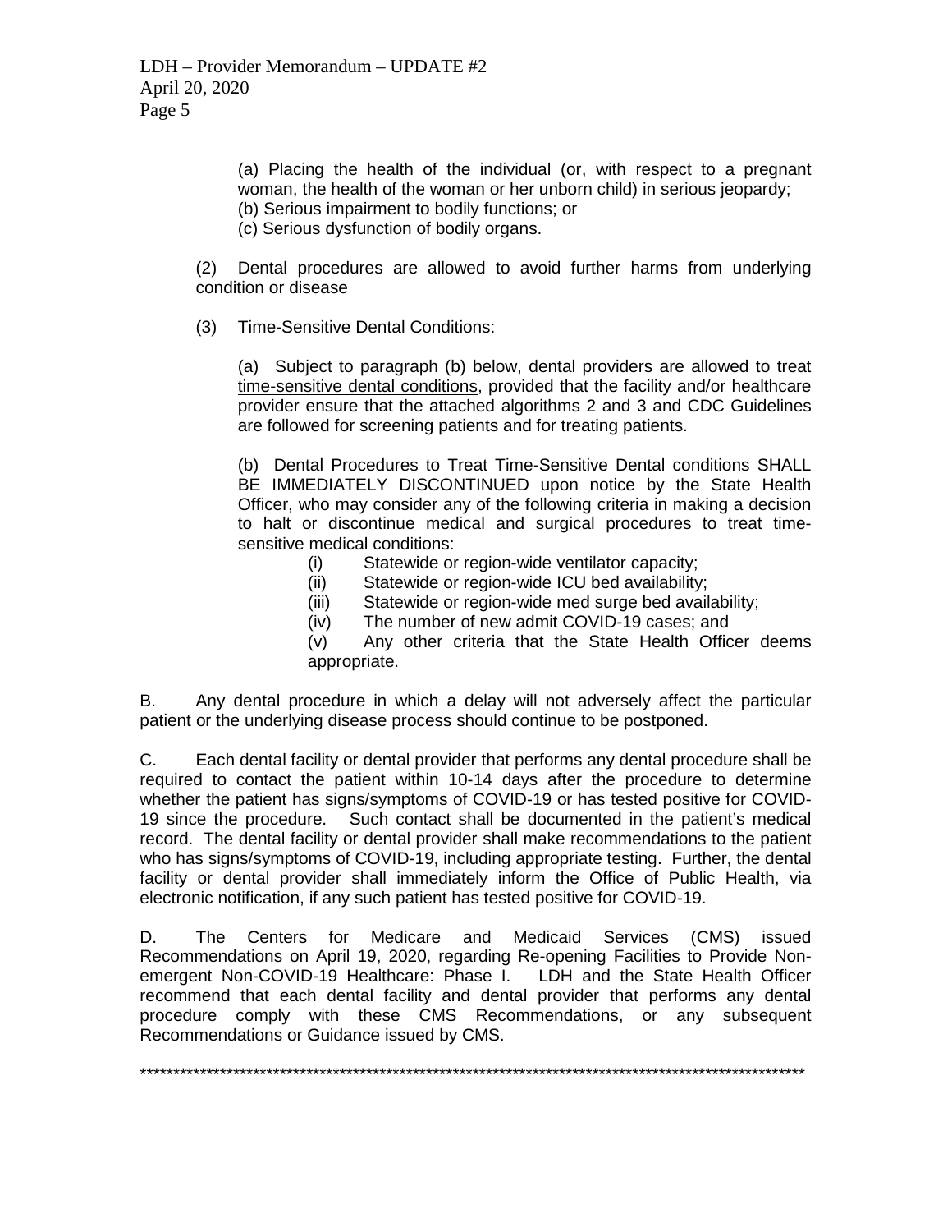(a) Placing the health of the individual (or, with respect to a pregnant woman, the health of the woman or her unborn child) in serious jeopardy;
(b) Serious impairment to bodily functions; or
(c) Serious dysfunction of bodily organs.

(2) Dental procedures are allowed to avoid further harms from underlying condition or disease

(3) Time-Sensitive Dental Conditions:

(a) Subject to paragraph (b) below, dental providers are allowed to treat <u>time-sensitive dental conditions</u>, provided that the facility and/or healthcare provider ensure that the attached algorithms 2 and 3 and CDC Guidelines are followed for screening patients and for treating patients.

(b) Dental Procedures to Treat Time-Sensitive Dental conditions SHALL BE IMMEDIATELY DISCONTINUED upon notice by the State Health Officer, who may consider any of the following criteria in making a decision to halt or discontinue medical and surgical procedures to treat time-sensitive medical conditions:

(i) Statewide or region-wide ventilator capacity;
(ii) Statewide or region-wide ICU bed availability;
(iii) Statewide or region-wide med surge bed availability;
(iv) The number of new admit COVID-19 cases; and
(v) Any other criteria that the State Health Officer deems appropriate.

B. Any dental procedure in which a delay will not adversely affect the particular patient or the underlying disease process should continue to be postponed.

C. Each dental facility or dental provider that performs any dental procedure shall be required to contact the patient within 10-14 days after the procedure to determine whether the patient has signs/symptoms of COVID-19 or has tested positive for COVID-19 since the procedure. Such contact shall be documented in the patient's medical record. The dental facility or dental provider shall make recommendations to the patient who has signs/symptoms of COVID-19, including appropriate testing. Further, the dental facility or dental provider shall immediately inform the Office of Public Health, via electronic notification, if any such patient has tested positive for COVID-19.

D. The Centers for Medicare and Medicaid Services (CMS) issued Recommendations on April 19, 2020, regarding Re-opening Facilities to Provide Non-emergent Non-COVID-19 Healthcare: Phase I. LDH and the State Health Officer recommend that each dental facility and dental provider that performs any dental procedure comply with these CMS Recommendations, or any subsequent Recommendations or Guidance issued by CMS.

*****************************************************************************************************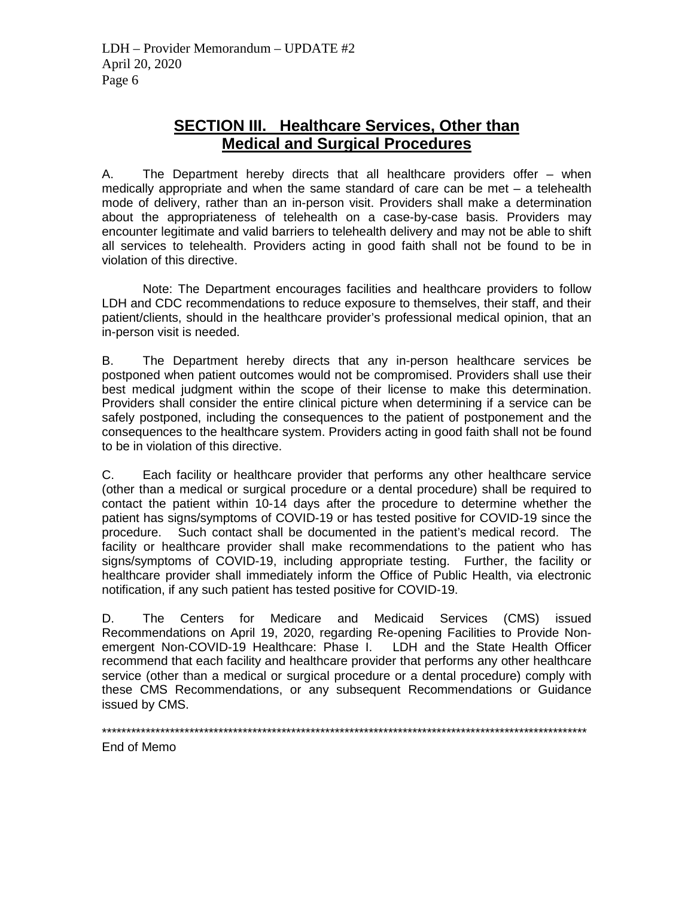## SECTION III. Healthcare Services, Other than Medical and Surgical Procedures

A. The Department hereby directs that all healthcare providers offer – when medically appropriate and when the same standard of care can be met – a telehealth mode of delivery, rather than an in-person visit. Providers shall make a determination about the appropriateness of telehealth on a case-by-case basis. Providers may encounter legitimate and valid barriers to telehealth delivery and may not be able to shift all services to telehealth. Providers acting in good faith shall not be found to be in violation of this directive.

Note: The Department encourages facilities and healthcare providers to follow LDH and CDC recommendations to reduce exposure to themselves, their staff, and their patient/clients, should in the healthcare provider's professional medical opinion, that an in-person visit is needed.

B. The Department hereby directs that any in-person healthcare services be postponed when patient outcomes would not be compromised. Providers shall use their best medical judgment within the scope of their license to make this determination. Providers shall consider the entire clinical picture when determining if a service can be safely postponed, including the consequences to the patient of postponement and the consequences to the healthcare system. Providers acting in good faith shall not be found to be in violation of this directive.

C. Each facility or healthcare provider that performs any other healthcare service (other than a medical or surgical procedure or a dental procedure) shall be required to contact the patient within 10-14 days after the procedure to determine whether the patient has signs/symptoms of COVID-19 or has tested positive for COVID-19 since the procedure. Such contact shall be documented in the patient's medical record. The facility or healthcare provider shall make recommendations to the patient who has signs/symptoms of COVID-19, including appropriate testing. Further, the facility or healthcare provider shall immediately inform the Office of Public Health, via electronic notification, if any such patient has tested positive for COVID-19.

D. The Centers for Medicare and Medicaid Services (CMS) issued Recommendations on April 19, 2020, regarding Re-opening Facilities to Provide Non-emergent Non-COVID-19 Healthcare: Phase I. LDH and the State Health Officer recommend that each facility and healthcare provider that performs any other healthcare service (other than a medical or surgical procedure or a dental procedure) comply with these CMS Recommendations, or any subsequent Recommendations or Guidance issued by CMS.

*****************************************************************************************************

End of Memo